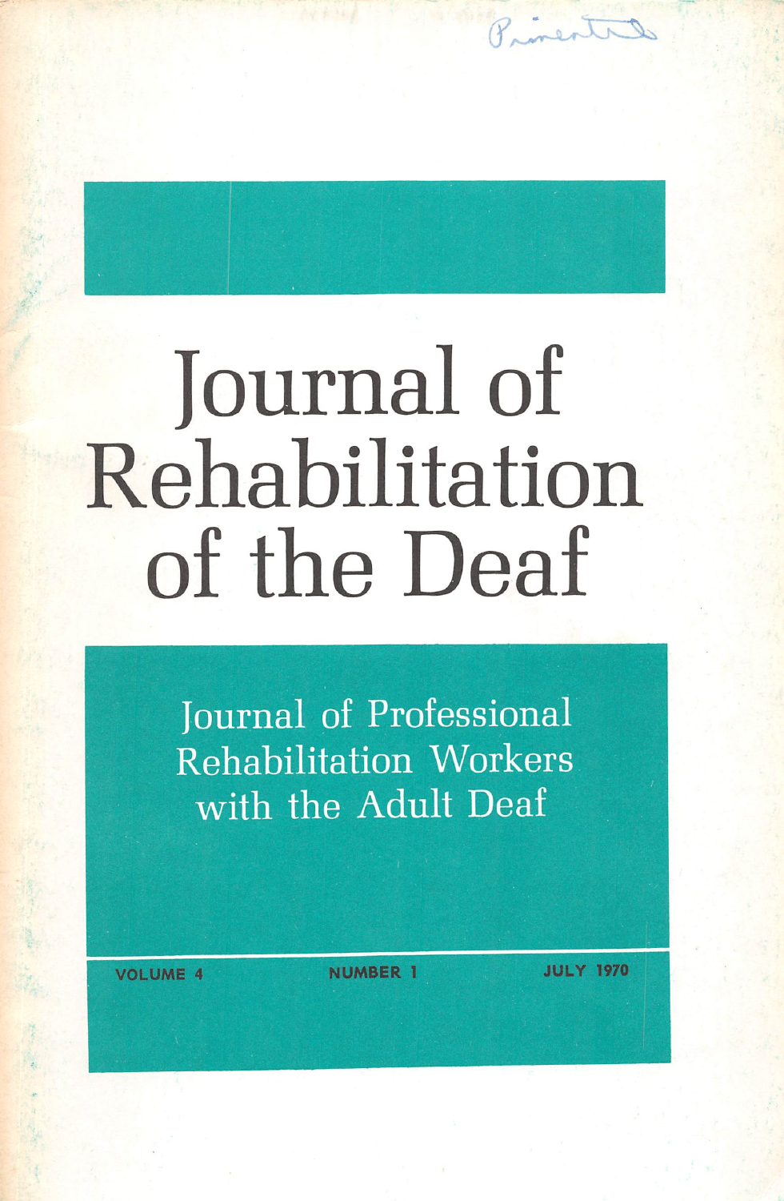# Journal of Rehabilitation of the Deaf

## Journal of Professional Rehabilitation Workers with the Adult Deaf

VOLUME 4 NUMBER 1 JULY 1970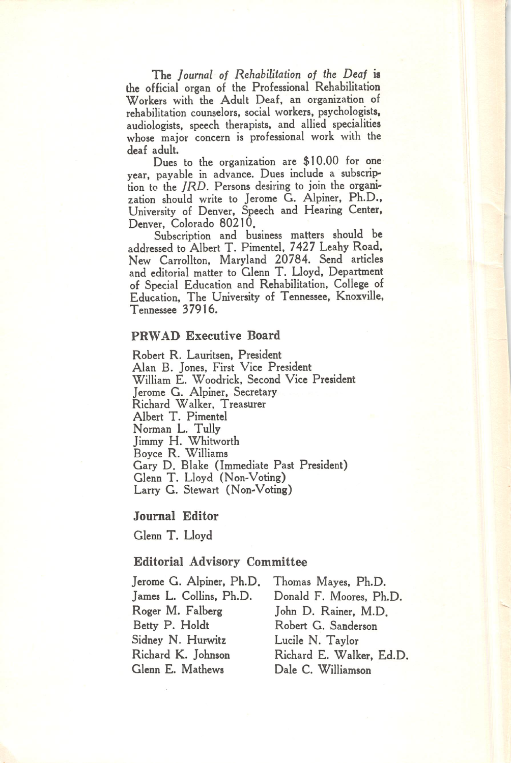The *Journal of Rehabilitation of the Deaf* is the official organ of the Professional Rehabilitation Workers with the Adult Deaf, an organization of rehabilitation counselors, social workers, psychologists, audiologists, speech therapists, and allied specialities whose major concern is professional work with the deaf adult.

Dues to the organization are $10.00 for one year, payable in advance. Dues include a subscription to the *JRD*. Persons desiring to join the organization should write to Jerome G. Alpiner, Ph.D., University of Denver, Speech and Hearing Center, Denver, Colorado 80210.

Subscription and business matters should be addressed to Albert T. Pimentel, 7427 Leahy Road, New Carrollton, Maryland 20784. Send articles and editorial matter to Glenn T. Lloyd, Department of Special Education and Rehabilitation, College of Education, The University of Tennessee, Knoxville, Tennessee 37916.

## PRWAD Executive Board

Robert R. Lauritsen, President
Alan B. Jones, First Vice President
William E. Woodrick, Second Vice President
Jerome G. Alpiner, Secretary
Richard Walker, Treasurer
Albert T. Pimentel
Norman L. Tully
Jimmy H. Whitworth
Boyce R. Williams
Gary D. Blake (Immediate Past President)
Glenn T. Lloyd (Non-Voting)
Larry G. Stewart (Non-Voting)

## Journal Editor

Glenn T. Lloyd

## Editorial Advisory Committee

Jerome G. Alpiner, Ph.D.
James L. Collins, Ph.D.
Roger M. Falberg
Betty P. Holdt
Sidney N. Hurwitz
Richard K. Johnson
Glenn E. Mathews
Thomas Mayes, Ph.D.
Donald F. Moores, Ph.D.
John D. Rainer, M.D.
Robert G. Sanderson
Lucile N. Taylor
Richard E. Walker, Ed.D.
Dale C. Williamson